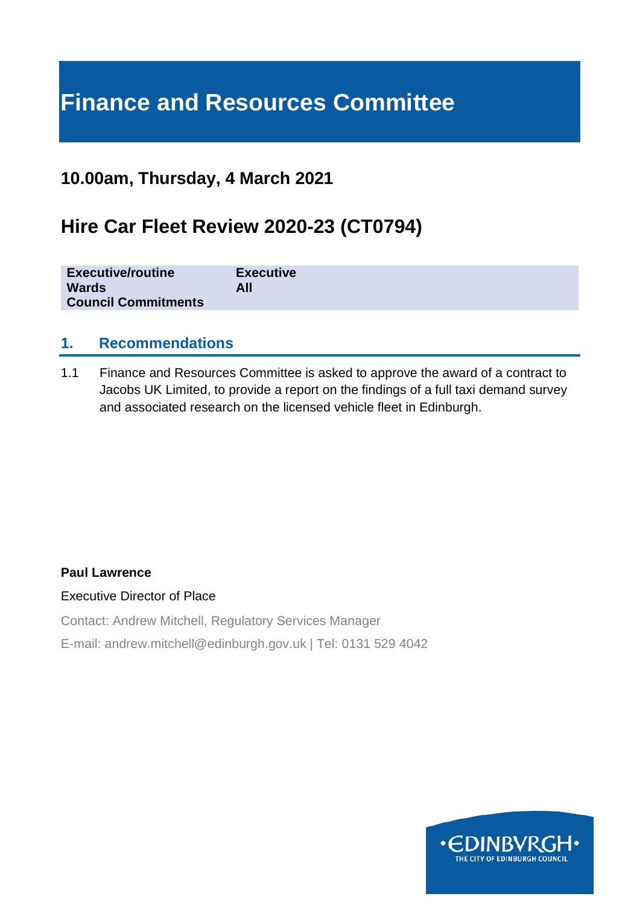# Finance and Resources Committee

## 10.00am, Thursday, 4 March 2021

## Hire Car Fleet Review 2020-23 (CT0794)

| | |
|---|---|
| **Executive/routine** | **Executive** |
| **Wards** | **All** |
| **Council Commitments** | |

### 1. Recommendations

1.1 Finance and Resources Committee is asked to approve the award of a contract to Jacobs UK Limited, to provide a report on the findings of a full taxi demand survey and associated research on the licensed vehicle fleet in Edinburgh.

**Paul Lawrence**

Executive Director of Place

Contact: Andrew Mitchell, Regulatory Services Manager

E-mail: andrew.mitchell@edinburgh.gov.uk | Tel: 0131 529 4042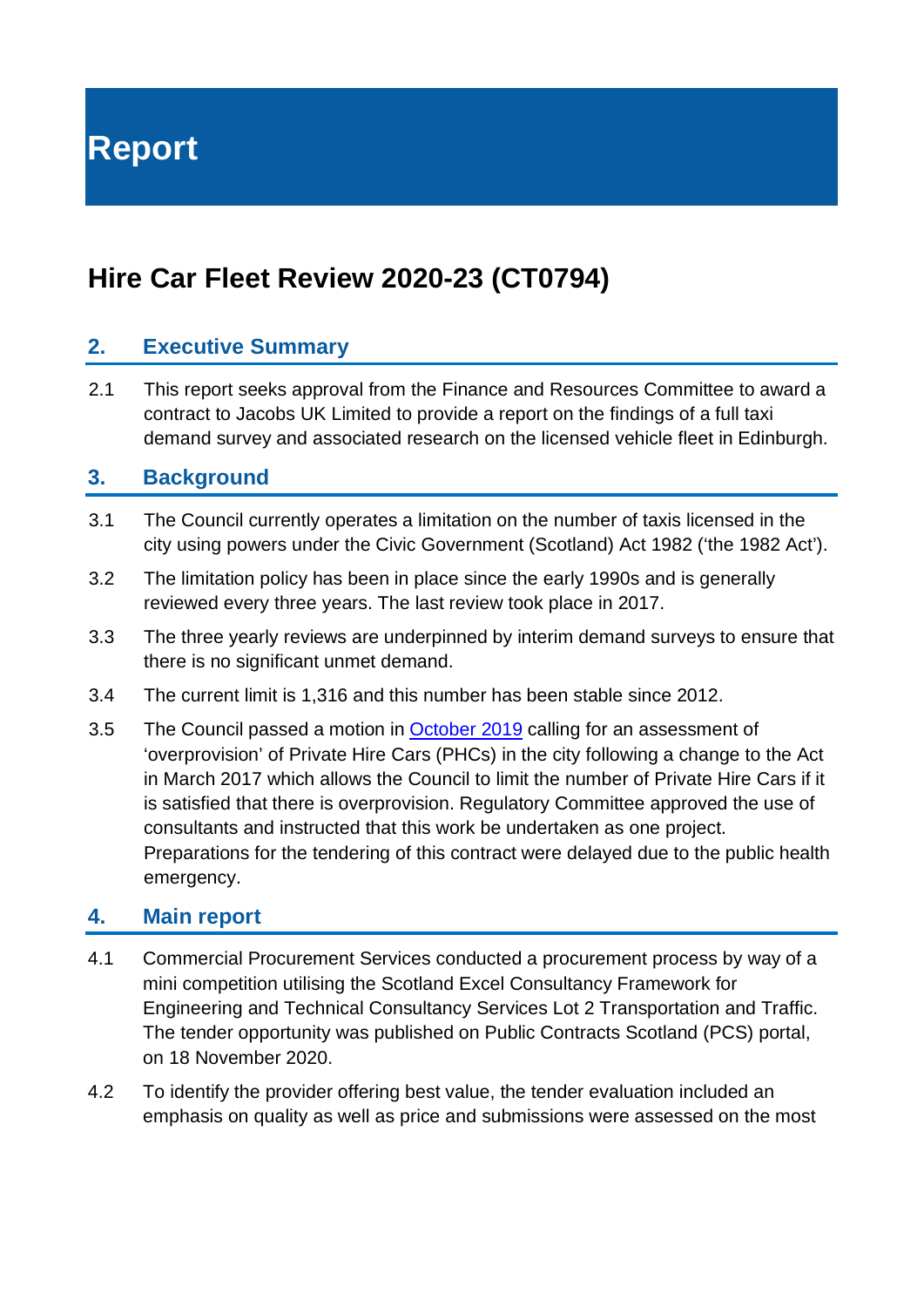# Report

# Hire Car Fleet Review 2020-23 (CT0794)

## 2. Executive Summary

2.1 This report seeks approval from the Finance and Resources Committee to award a contract to Jacobs UK Limited to provide a report on the findings of a full taxi demand survey and associated research on the licensed vehicle fleet in Edinburgh.

## 3. Background

3.1 The Council currently operates a limitation on the number of taxis licensed in the city using powers under the Civic Government (Scotland) Act 1982 ('the 1982 Act').

3.2 The limitation policy has been in place since the early 1990s and is generally reviewed every three years. The last review took place in 2017.

3.3 The three yearly reviews are underpinned by interim demand surveys to ensure that there is no significant unmet demand.

3.4 The current limit is 1,316 and this number has been stable since 2012.

3.5 The Council passed a motion in [October 2019] calling for an assessment of 'overprovision' of Private Hire Cars (PHCs) in the city following a change to the Act in March 2017 which allows the Council to limit the number of Private Hire Cars if it is satisfied that there is overprovision. Regulatory Committee approved the use of consultants and instructed that this work be undertaken as one project. Preparations for the tendering of this contract were delayed due to the public health emergency.

## 4. Main report

4.1 Commercial Procurement Services conducted a procurement process by way of a mini competition utilising the Scotland Excel Consultancy Framework for Engineering and Technical Consultancy Services Lot 2 Transportation and Traffic. The tender opportunity was published on Public Contracts Scotland (PCS) portal, on 18 November 2020.

4.2 To identify the provider offering best value, the tender evaluation included an emphasis on quality as well as price and submissions were assessed on the most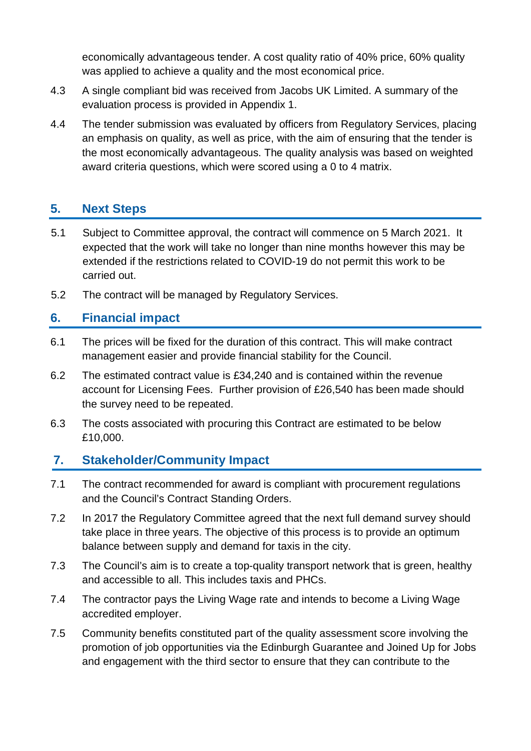economically advantageous tender. A cost quality ratio of 40% price, 60% quality was applied to achieve a quality and the most economical price.

4.3 A single compliant bid was received from Jacobs UK Limited. A summary of the evaluation process is provided in Appendix 1.

4.4 The tender submission was evaluated by officers from Regulatory Services, placing an emphasis on quality, as well as price, with the aim of ensuring that the tender is the most economically advantageous. The quality analysis was based on weighted award criteria questions, which were scored using a 0 to 4 matrix.

## 5. Next Steps

5.1 Subject to Committee approval, the contract will commence on 5 March 2021. It expected that the work will take no longer than nine months however this may be extended if the restrictions related to COVID-19 do not permit this work to be carried out.

5.2 The contract will be managed by Regulatory Services.

## 6. Financial impact

6.1 The prices will be fixed for the duration of this contract. This will make contract management easier and provide financial stability for the Council.

6.2 The estimated contract value is £34,240 and is contained within the revenue account for Licensing Fees. Further provision of £26,540 has been made should the survey need to be repeated.

6.3 The costs associated with procuring this Contract are estimated to be below £10,000.

## 7. Stakeholder/Community Impact

7.1 The contract recommended for award is compliant with procurement regulations and the Council's Contract Standing Orders.

7.2 In 2017 the Regulatory Committee agreed that the next full demand survey should take place in three years. The objective of this process is to provide an optimum balance between supply and demand for taxis in the city.

7.3 The Council's aim is to create a top-quality transport network that is green, healthy and accessible to all. This includes taxis and PHCs.

7.4 The contractor pays the Living Wage rate and intends to become a Living Wage accredited employer.

7.5 Community benefits constituted part of the quality assessment score involving the promotion of job opportunities via the Edinburgh Guarantee and Joined Up for Jobs and engagement with the third sector to ensure that they can contribute to the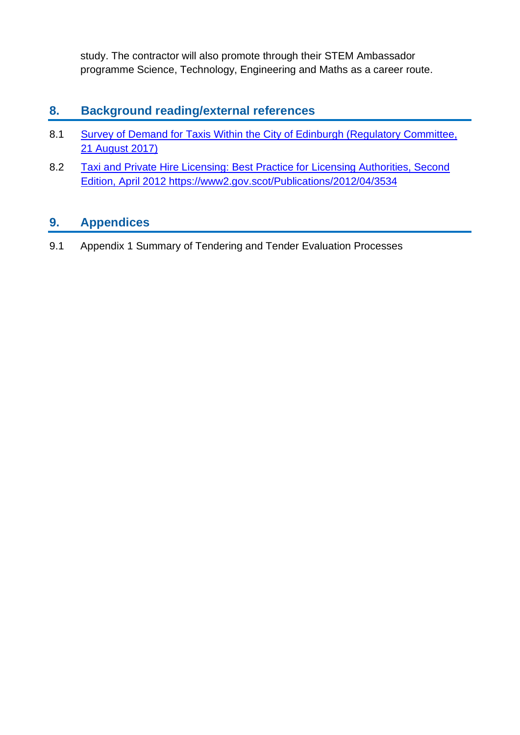study. The contractor will also promote through their STEM Ambassador programme Science, Technology, Engineering and Maths as a career route.

## 8. Background reading/external references

8.1 Survey of Demand for Taxis Within the City of Edinburgh (Regulatory Committee, 21 August 2017)

8.2 Taxi and Private Hire Licensing: Best Practice for Licensing Authorities, Second Edition, April 2012 https://www2.gov.scot/Publications/2012/04/3534

## 9. Appendices

9.1 Appendix 1 Summary of Tendering and Tender Evaluation Processes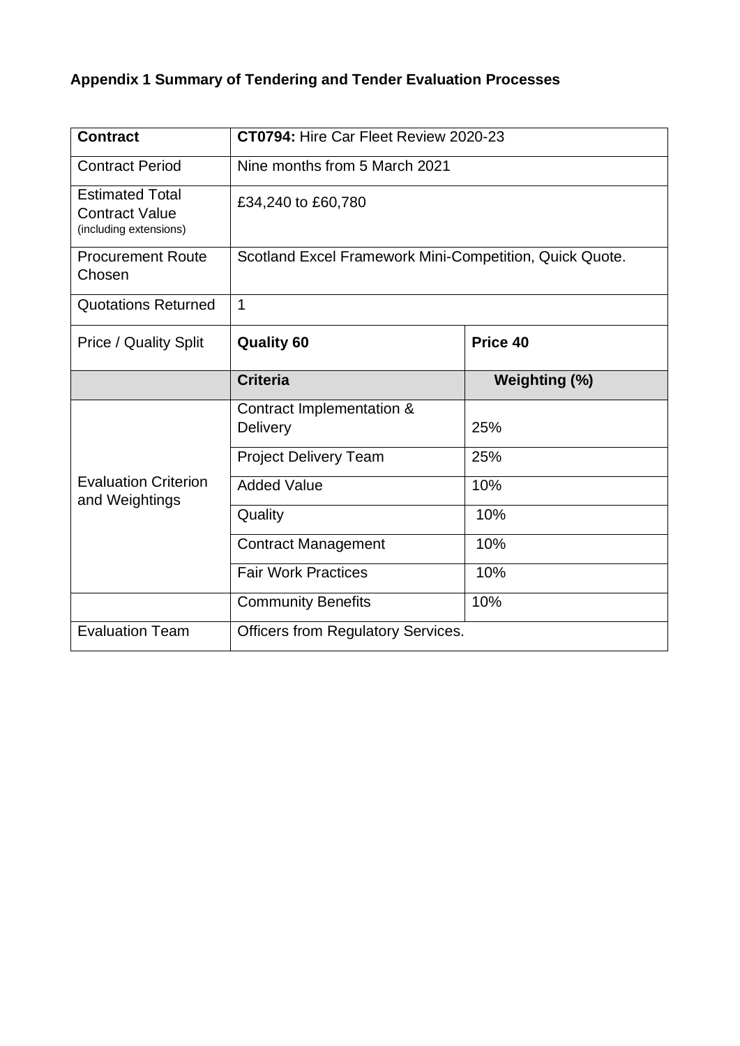**Appendix 1 Summary of Tendering and Tender Evaluation Processes**

| | | |
|---|---|---|
| **Contract** | **CT0794:** Hire Car Fleet Review 2020-23 | |
| Contract Period | Nine months from 5 March 2021 | |
| Estimated Total Contract Value (including extensions) | £34,240 to £60,780 | |
| Procurement Route Chosen | Scotland Excel Framework Mini-Competition, Quick Quote. | |
| Quotations Returned | 1 | |
| Price / Quality Split | **Quality 60** | **Price 40** |
| | **Criteria** | **Weighting (%)** |
| Evaluation Criterion and Weightings | Contract Implementation & Delivery | 25% |
| | Project Delivery Team | 25% |
| | Added Value | 10% |
| | Quality | 10% |
| | Contract Management | 10% |
| | Fair Work Practices | 10% |
| | Community Benefits | 10% |
| Evaluation Team | Officers from Regulatory Services. | |